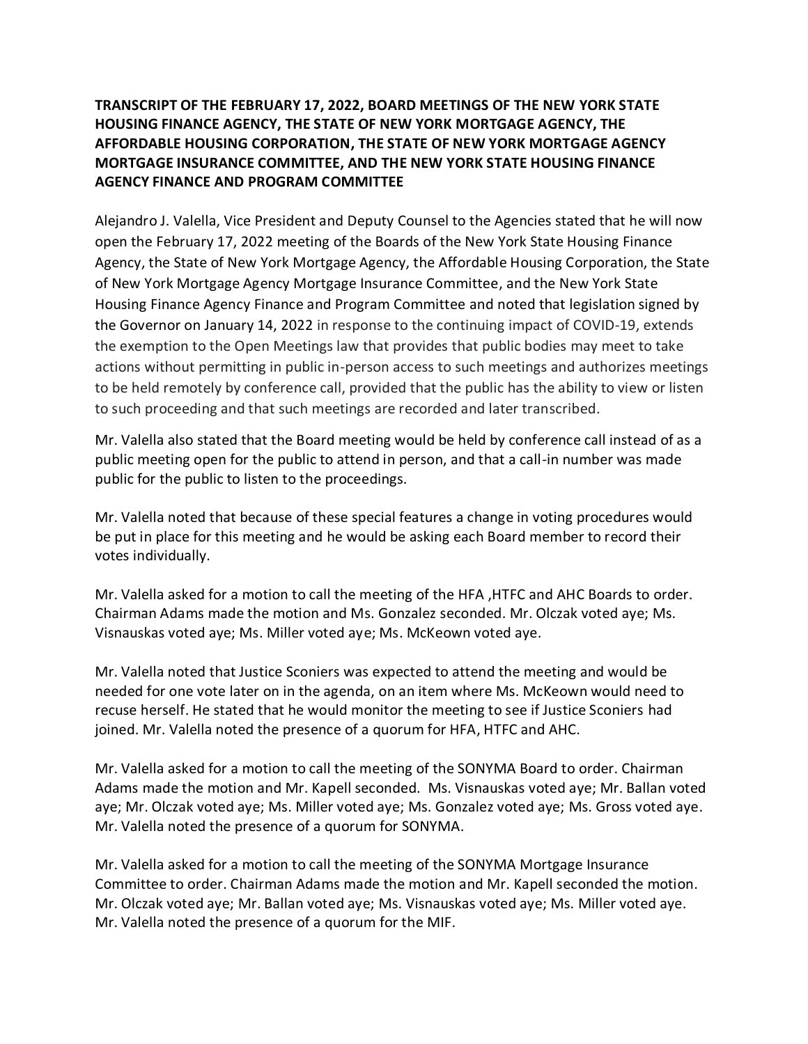**TRANSCRIPT OF THE FEBRUARY 17, 2022, BOARD MEETINGS OF THE NEW YORK STATE HOUSING FINANCE AGENCY, THE STATE OF NEW YORK MORTGAGE AGENCY, THE AFFORDABLE HOUSING CORPORATION, THE STATE OF NEW YORK MORTGAGE AGENCY MORTGAGE INSURANCE COMMITTEE, AND THE NEW YORK STATE HOUSING FINANCE AGENCY FINANCE AND PROGRAM COMMITTEE**

Alejandro J. Valella, Vice President and Deputy Counsel to the Agencies stated that he will now open the February 17, 2022 meeting of the Boards of the New York State Housing Finance Agency, the State of New York Mortgage Agency, the Affordable Housing Corporation, the State of New York Mortgage Agency Mortgage Insurance Committee, and the New York State Housing Finance Agency Finance and Program Committee and noted that legislation signed by the Governor on January 14, 2022 in response to the continuing impact of COVID-19, extends the exemption to the Open Meetings law that provides that public bodies may meet to take actions without permitting in public in-person access to such meetings and authorizes meetings to be held remotely by conference call, provided that the public has the ability to view or listen to such proceeding and that such meetings are recorded and later transcribed.

Mr. Valella also stated that the Board meeting would be held by conference call instead of as a public meeting open for the public to attend in person, and that a call-in number was made public for the public to listen to the proceedings.

Mr. Valella noted that because of these special features a change in voting procedures would be put in place for this meeting and he would be asking each Board member to record their votes individually.

Mr. Valella asked for a motion to call the meeting of the HFA ,HTFC and AHC Boards to order. Chairman Adams made the motion and Ms. Gonzalez seconded. Mr. Olczak voted aye; Ms. Visnauskas voted aye; Ms. Miller voted aye; Ms. McKeown voted aye.

Mr. Valella noted that Justice Sconiers was expected to attend the meeting and would be needed for one vote later on in the agenda, on an item where Ms. McKeown would need to recuse herself. He stated that he would monitor the meeting to see if Justice Sconiers had joined. Mr. Valella noted the presence of a quorum for HFA, HTFC and AHC.

Mr. Valella asked for a motion to call the meeting of the SONYMA Board to order. Chairman Adams made the motion and Mr. Kapell seconded. Ms. Visnauskas voted aye; Mr. Ballan voted aye; Mr. Olczak voted aye; Ms. Miller voted aye; Ms. Gonzalez voted aye; Ms. Gross voted aye. Mr. Valella noted the presence of a quorum for SONYMA.

Mr. Valella asked for a motion to call the meeting of the SONYMA Mortgage Insurance Committee to order. Chairman Adams made the motion and Mr. Kapell seconded the motion. Mr. Olczak voted aye; Mr. Ballan voted aye; Ms. Visnauskas voted aye; Ms. Miller voted aye. Mr. Valella noted the presence of a quorum for the MIF.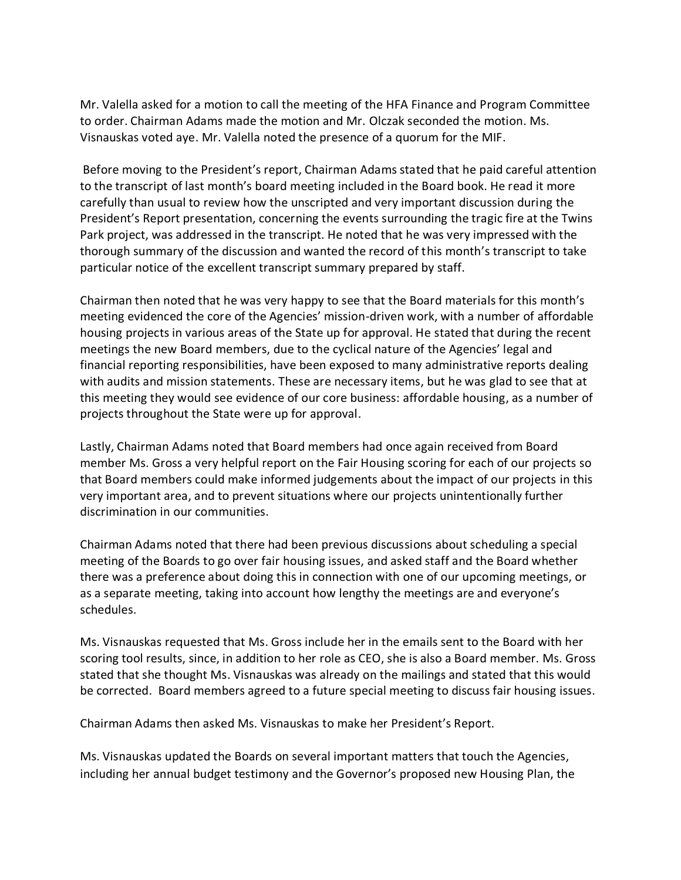Mr. Valella asked for a motion to call the meeting of the HFA Finance and Program Committee to order. Chairman Adams made the motion and Mr. Olczak seconded the motion. Ms. Visnauskas voted aye. Mr. Valella noted the presence of a quorum for the MIF.

Before moving to the President's report, Chairman Adams stated that he paid careful attention to the transcript of last month's board meeting included in the Board book. He read it more carefully than usual to review how the unscripted and very important discussion during the President's Report presentation, concerning the events surrounding the tragic fire at the Twins Park project, was addressed in the transcript. He noted that he was very impressed with the thorough summary of the discussion and wanted the record of this month's transcript to take particular notice of the excellent transcript summary prepared by staff.

Chairman then noted that he was very happy to see that the Board materials for this month's meeting evidenced the core of the Agencies' mission-driven work, with a number of affordable housing projects in various areas of the State up for approval. He stated that during the recent meetings the new Board members, due to the cyclical nature of the Agencies' legal and financial reporting responsibilities, have been exposed to many administrative reports dealing with audits and mission statements. These are necessary items, but he was glad to see that at this meeting they would see evidence of our core business: affordable housing, as a number of projects throughout the State were up for approval.

Lastly, Chairman Adams noted that Board members had once again received from Board member Ms. Gross a very helpful report on the Fair Housing scoring for each of our projects so that Board members could make informed judgements about the impact of our projects in this very important area, and to prevent situations where our projects unintentionally further discrimination in our communities.

Chairman Adams noted that there had been previous discussions about scheduling a special meeting of the Boards to go over fair housing issues, and asked staff and the Board whether there was a preference about doing this in connection with one of our upcoming meetings, or as a separate meeting, taking into account how lengthy the meetings are and everyone's schedules.

Ms. Visnauskas requested that Ms. Gross include her in the emails sent to the Board with her scoring tool results, since, in addition to her role as CEO, she is also a Board member. Ms. Gross stated that she thought Ms. Visnauskas was already on the mailings and stated that this would be corrected. Board members agreed to a future special meeting to discuss fair housing issues.

Chairman Adams then asked Ms. Visnauskas to make her President's Report.

Ms. Visnauskas updated the Boards on several important matters that touch the Agencies, including her annual budget testimony and the Governor's proposed new Housing Plan, the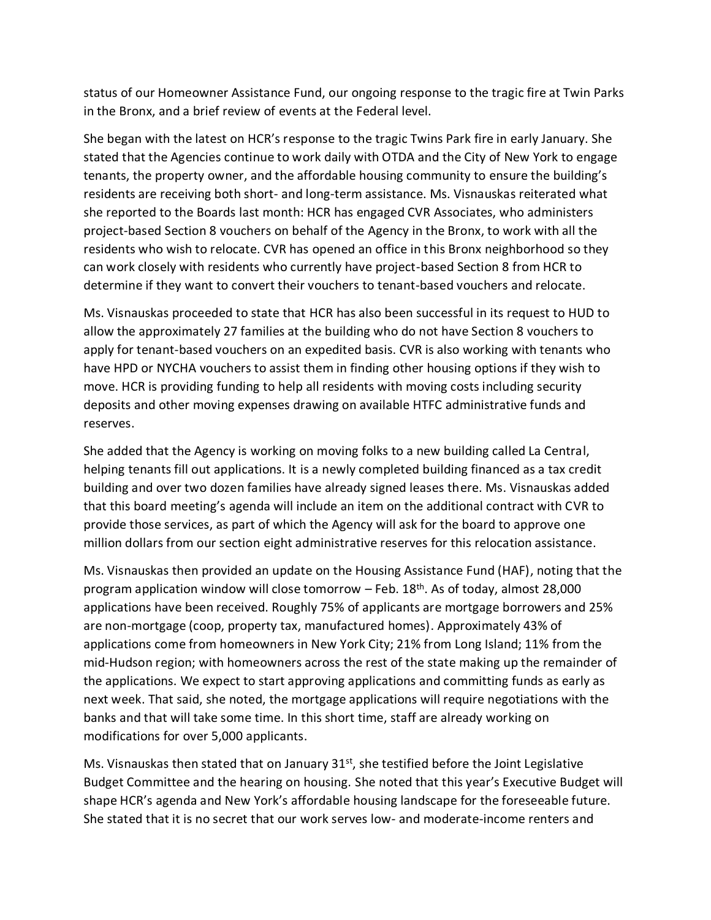status of our Homeowner Assistance Fund, our ongoing response to the tragic fire at Twin Parks in the Bronx, and a brief review of events at the Federal level.

She began with the latest on HCR's response to the tragic Twins Park fire in early January. She stated that the Agencies continue to work daily with OTDA and the City of New York to engage tenants, the property owner, and the affordable housing community to ensure the building's residents are receiving both short- and long-term assistance. Ms. Visnauskas reiterated what she reported to the Boards last month: HCR has engaged CVR Associates, who administers project-based Section 8 vouchers on behalf of the Agency in the Bronx, to work with all the residents who wish to relocate. CVR has opened an office in this Bronx neighborhood so they can work closely with residents who currently have project-based Section 8 from HCR to determine if they want to convert their vouchers to tenant-based vouchers and relocate.

Ms. Visnauskas proceeded to state that HCR has also been successful in its request to HUD to allow the approximately 27 families at the building who do not have Section 8 vouchers to apply for tenant-based vouchers on an expedited basis. CVR is also working with tenants who have HPD or NYCHA vouchers to assist them in finding other housing options if they wish to move. HCR is providing funding to help all residents with moving costs including security deposits and other moving expenses drawing on available HTFC administrative funds and reserves.

She added that the Agency is working on moving folks to a new building called La Central, helping tenants fill out applications. It is a newly completed building financed as a tax credit building and over two dozen families have already signed leases there. Ms. Visnauskas added that this board meeting's agenda will include an item on the additional contract with CVR to provide those services, as part of which the Agency will ask for the board to approve one million dollars from our section eight administrative reserves for this relocation assistance.

Ms. Visnauskas then provided an update on the Housing Assistance Fund (HAF), noting that the program application window will close tomorrow – Feb. 18th. As of today, almost 28,000 applications have been received. Roughly 75% of applicants are mortgage borrowers and 25% are non-mortgage (coop, property tax, manufactured homes). Approximately 43% of applications come from homeowners in New York City; 21% from Long Island; 11% from the mid-Hudson region; with homeowners across the rest of the state making up the remainder of the applications. We expect to start approving applications and committing funds as early as next week. That said, she noted, the mortgage applications will require negotiations with the banks and that will take some time. In this short time, staff are already working on modifications for over 5,000 applicants.

Ms. Visnauskas then stated that on January 31st, she testified before the Joint Legislative Budget Committee and the hearing on housing. She noted that this year's Executive Budget will shape HCR's agenda and New York's affordable housing landscape for the foreseeable future. She stated that it is no secret that our work serves low- and moderate-income renters and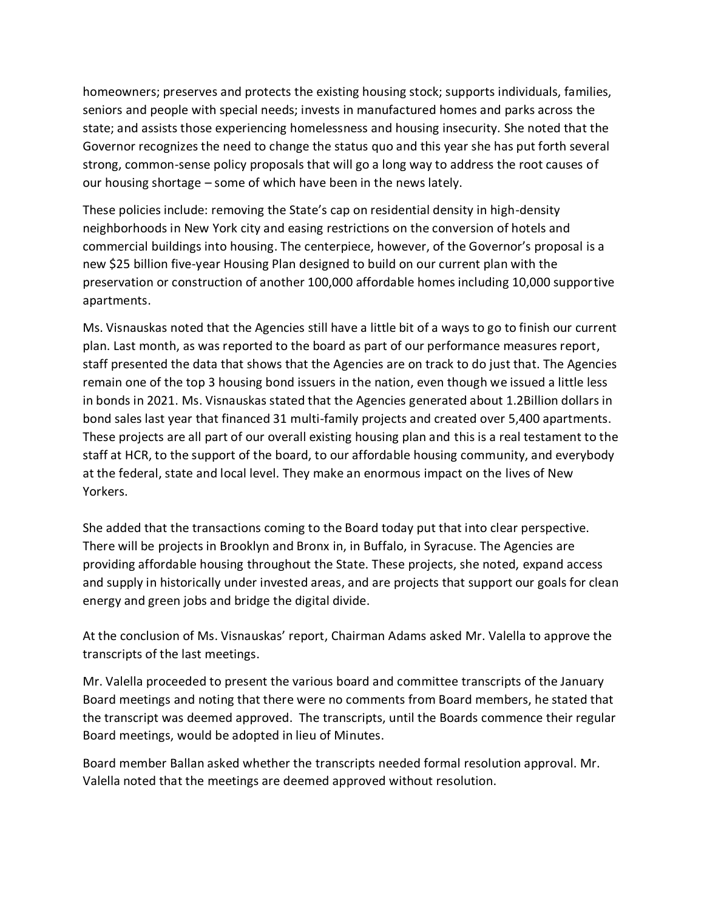homeowners; preserves and protects the existing housing stock; supports individuals, families, seniors and people with special needs; invests in manufactured homes and parks across the state; and assists those experiencing homelessness and housing insecurity. She noted that the Governor recognizes the need to change the status quo and this year she has put forth several strong, common-sense policy proposals that will go a long way to address the root causes of our housing shortage – some of which have been in the news lately.

These policies include: removing the State's cap on residential density in high-density neighborhoods in New York city and easing restrictions on the conversion of hotels and commercial buildings into housing. The centerpiece, however, of the Governor's proposal is a new $25 billion five-year Housing Plan designed to build on our current plan with the preservation or construction of another 100,000 affordable homes including 10,000 supportive apartments.

Ms. Visnauskas noted that the Agencies still have a little bit of a ways to go to finish our current plan. Last month, as was reported to the board as part of our performance measures report, staff presented the data that shows that the Agencies are on track to do just that. The Agencies remain one of the top 3 housing bond issuers in the nation, even though we issued a little less in bonds in 2021. Ms. Visnauskas stated that the Agencies generated about 1.2Billion dollars in bond sales last year that financed 31 multi-family projects and created over 5,400 apartments. These projects are all part of our overall existing housing plan and this is a real testament to the staff at HCR, to the support of the board, to our affordable housing community, and everybody at the federal, state and local level. They make an enormous impact on the lives of New Yorkers.

She added that the transactions coming to the Board today put that into clear perspective. There will be projects in Brooklyn and Bronx in, in Buffalo, in Syracuse. The Agencies are providing affordable housing throughout the State. These projects, she noted, expand access and supply in historically under invested areas, and are projects that support our goals for clean energy and green jobs and bridge the digital divide.

At the conclusion of Ms. Visnauskas' report, Chairman Adams asked Mr. Valella to approve the transcripts of the last meetings.

Mr. Valella proceeded to present the various board and committee transcripts of the January Board meetings and noting that there were no comments from Board members, he stated that the transcript was deemed approved. The transcripts, until the Boards commence their regular Board meetings, would be adopted in lieu of Minutes.

Board member Ballan asked whether the transcripts needed formal resolution approval. Mr. Valella noted that the meetings are deemed approved without resolution.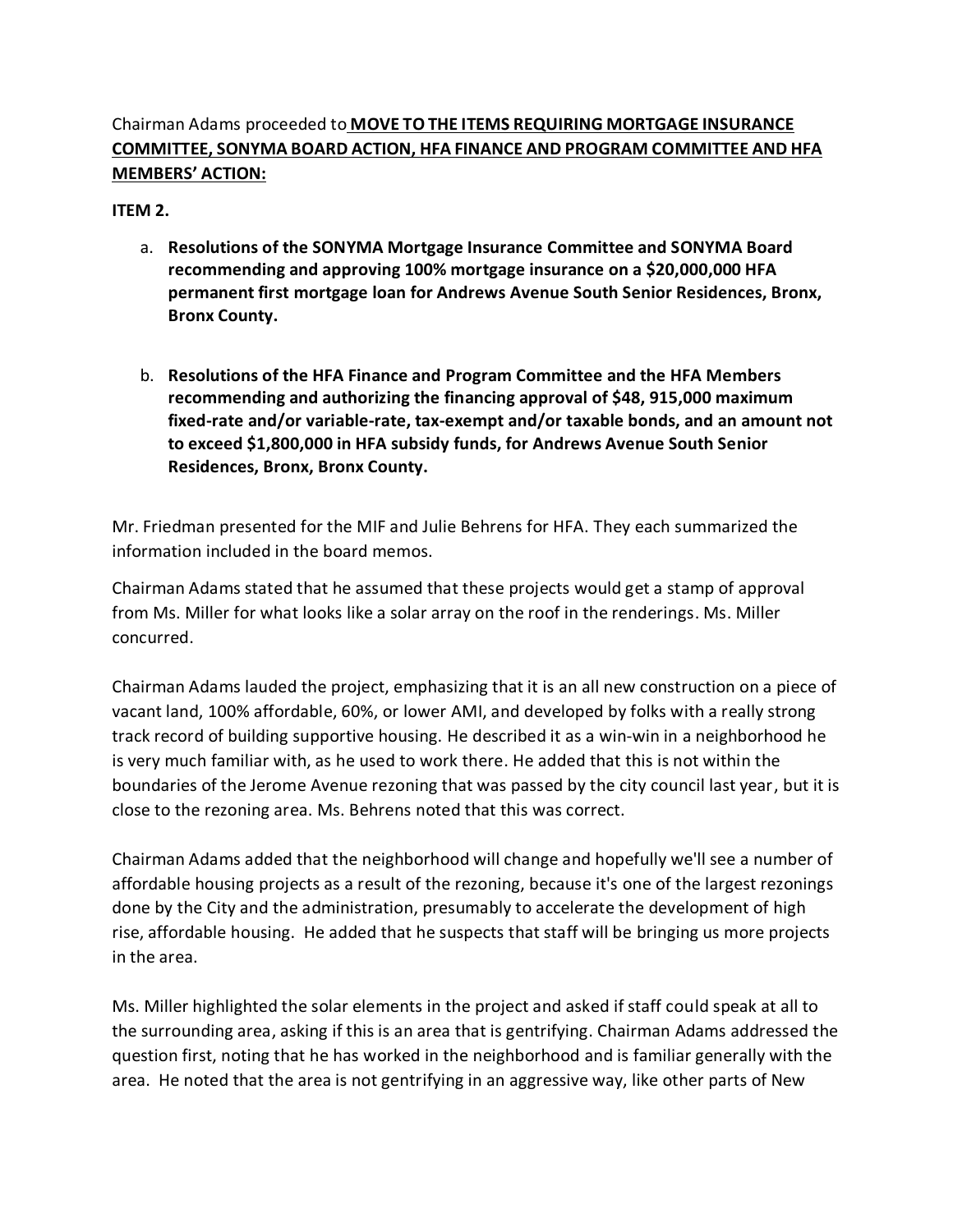Chairman Adams proceeded to **MOVE TO THE ITEMS REQUIRING MORTGAGE INSURANCE COMMITTEE, SONYMA BOARD ACTION, HFA FINANCE AND PROGRAM COMMITTEE AND HFA MEMBERS' ACTION:**

**ITEM 2.**

a. **Resolutions of the SONYMA Mortgage Insurance Committee and SONYMA Board recommending and approving 100% mortgage insurance on a $20,000,000 HFA permanent first mortgage loan for Andrews Avenue South Senior Residences, Bronx, Bronx County.**

b. **Resolutions of the HFA Finance and Program Committee and the HFA Members recommending and authorizing the financing approval of $48, 915,000 maximum fixed-rate and/or variable-rate, tax-exempt and/or taxable bonds, and an amount not to exceed $1,800,000 in HFA subsidy funds, for Andrews Avenue South Senior Residences, Bronx, Bronx County.**

Mr. Friedman presented for the MIF and Julie Behrens for HFA. They each summarized the information included in the board memos.

Chairman Adams stated that he assumed that these projects would get a stamp of approval from Ms. Miller for what looks like a solar array on the roof in the renderings. Ms. Miller concurred.

Chairman Adams lauded the project, emphasizing that it is an all new construction on a piece of vacant land, 100% affordable, 60%, or lower AMI, and developed by folks with a really strong track record of building supportive housing. He described it as a win-win in a neighborhood he is very much familiar with, as he used to work there. He added that this is not within the boundaries of the Jerome Avenue rezoning that was passed by the city council last year, but it is close to the rezoning area. Ms. Behrens noted that this was correct.

Chairman Adams added that the neighborhood will change and hopefully we'll see a number of affordable housing projects as a result of the rezoning, because it's one of the largest rezonings done by the City and the administration, presumably to accelerate the development of high rise, affordable housing. He added that he suspects that staff will be bringing us more projects in the area.

Ms. Miller highlighted the solar elements in the project and asked if staff could speak at all to the surrounding area, asking if this is an area that is gentrifying. Chairman Adams addressed the question first, noting that he has worked in the neighborhood and is familiar generally with the area. He noted that the area is not gentrifying in an aggressive way, like other parts of New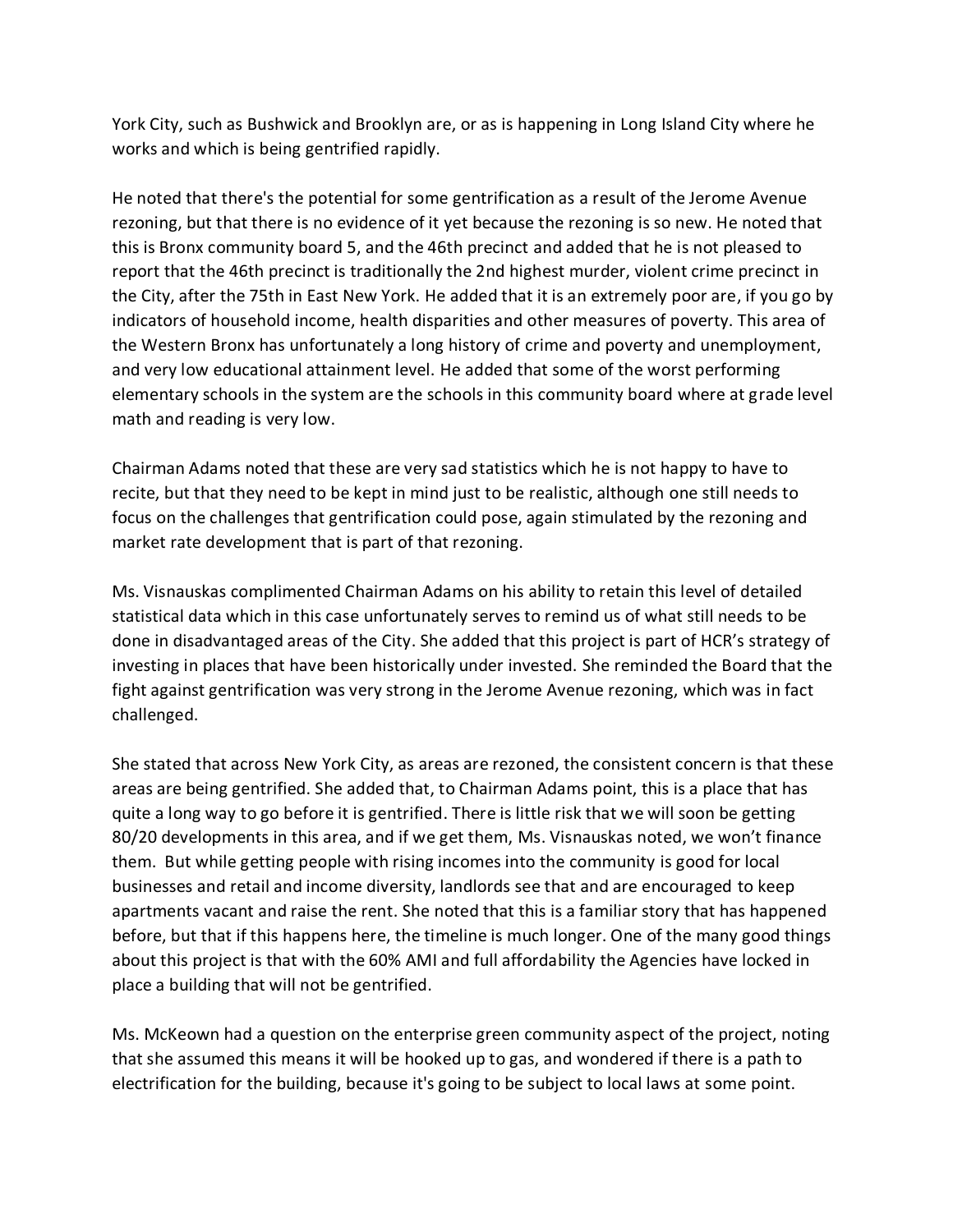York City, such as Bushwick and Brooklyn are, or as is happening in Long Island City where he works and which is being gentrified rapidly.

He noted that there's the potential for some gentrification as a result of the Jerome Avenue rezoning, but that there is no evidence of it yet because the rezoning is so new. He noted that this is Bronx community board 5, and the 46th precinct and added that he is not pleased to report that the 46th precinct is traditionally the 2nd highest murder, violent crime precinct in the City, after the 75th in East New York. He added that it is an extremely poor are, if you go by indicators of household income, health disparities and other measures of poverty. This area of the Western Bronx has unfortunately a long history of crime and poverty and unemployment, and very low educational attainment level. He added that some of the worst performing elementary schools in the system are the schools in this community board where at grade level math and reading is very low.

Chairman Adams noted that these are very sad statistics which he is not happy to have to recite, but that they need to be kept in mind just to be realistic, although one still needs to focus on the challenges that gentrification could pose, again stimulated by the rezoning and market rate development that is part of that rezoning.

Ms. Visnauskas complimented Chairman Adams on his ability to retain this level of detailed statistical data which in this case unfortunately serves to remind us of what still needs to be done in disadvantaged areas of the City. She added that this project is part of HCR's strategy of investing in places that have been historically under invested. She reminded the Board that the fight against gentrification was very strong in the Jerome Avenue rezoning, which was in fact challenged.

She stated that across New York City, as areas are rezoned, the consistent concern is that these areas are being gentrified. She added that, to Chairman Adams point, this is a place that has quite a long way to go before it is gentrified. There is little risk that we will soon be getting 80/20 developments in this area, and if we get them, Ms. Visnauskas noted, we won't finance them. But while getting people with rising incomes into the community is good for local businesses and retail and income diversity, landlords see that and are encouraged to keep apartments vacant and raise the rent. She noted that this is a familiar story that has happened before, but that if this happens here, the timeline is much longer. One of the many good things about this project is that with the 60% AMI and full affordability the Agencies have locked in place a building that will not be gentrified.

Ms. McKeown had a question on the enterprise green community aspect of the project, noting that she assumed this means it will be hooked up to gas, and wondered if there is a path to electrification for the building, because it's going to be subject to local laws at some point.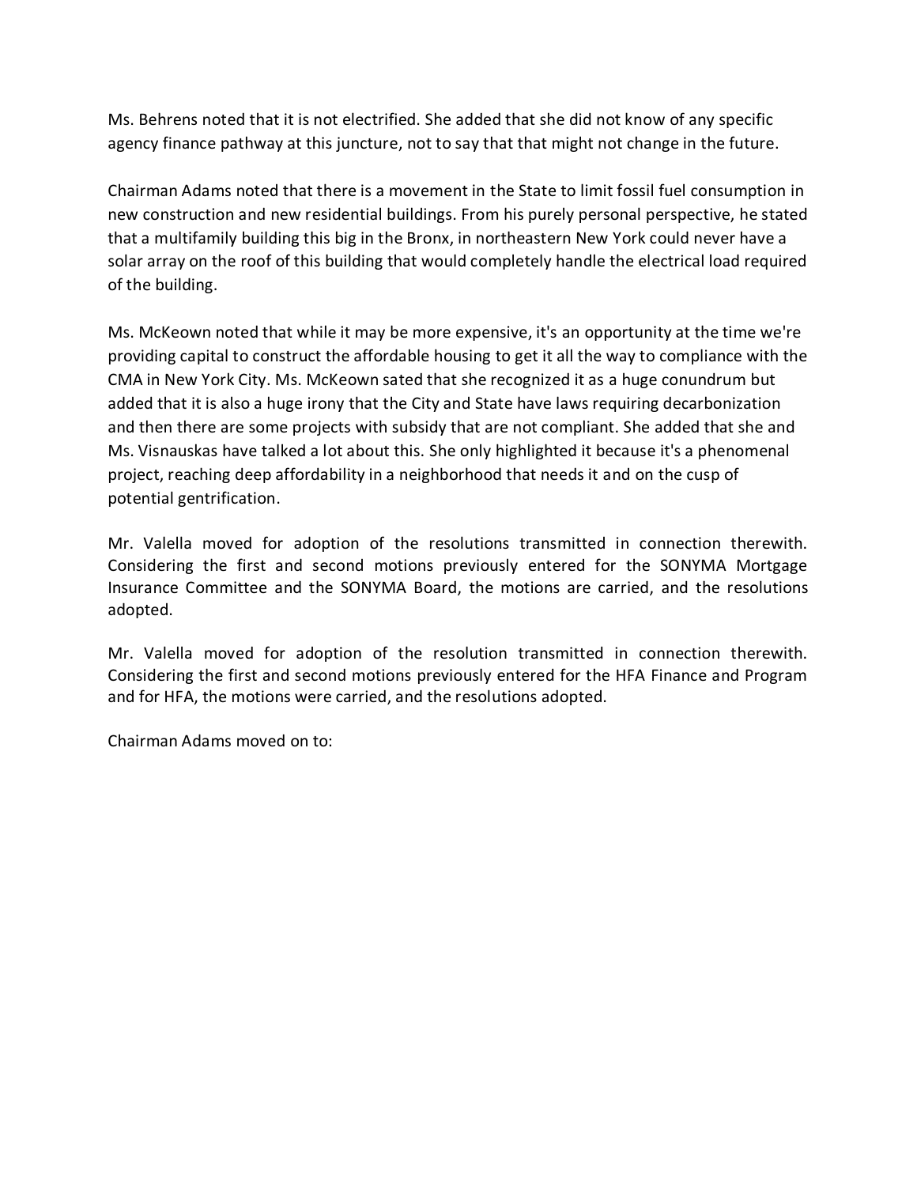Ms. Behrens noted that it is not electrified. She added that she did not know of any specific agency finance pathway at this juncture, not to say that that might not change in the future.

Chairman Adams noted that there is a movement in the State to limit fossil fuel consumption in new construction and new residential buildings. From his purely personal perspective, he stated that a multifamily building this big in the Bronx, in northeastern New York could never have a solar array on the roof of this building that would completely handle the electrical load required of the building.

Ms. McKeown noted that while it may be more expensive, it's an opportunity at the time we're providing capital to construct the affordable housing to get it all the way to compliance with the CMA in New York City. Ms. McKeown sated that she recognized it as a huge conundrum but added that it is also a huge irony that the City and State have laws requiring decarbonization and then there are some projects with subsidy that are not compliant. She added that she and Ms. Visnauskas have talked a lot about this. She only highlighted it because it's a phenomenal project, reaching deep affordability in a neighborhood that needs it and on the cusp of potential gentrification.

Mr. Valella moved for adoption of the resolutions transmitted in connection therewith. Considering the first and second motions previously entered for the SONYMA Mortgage Insurance Committee and the SONYMA Board, the motions are carried, and the resolutions adopted.

Mr. Valella moved for adoption of the resolution transmitted in connection therewith. Considering the first and second motions previously entered for the HFA Finance and Program and for HFA, the motions were carried, and the resolutions adopted.

Chairman Adams moved on to: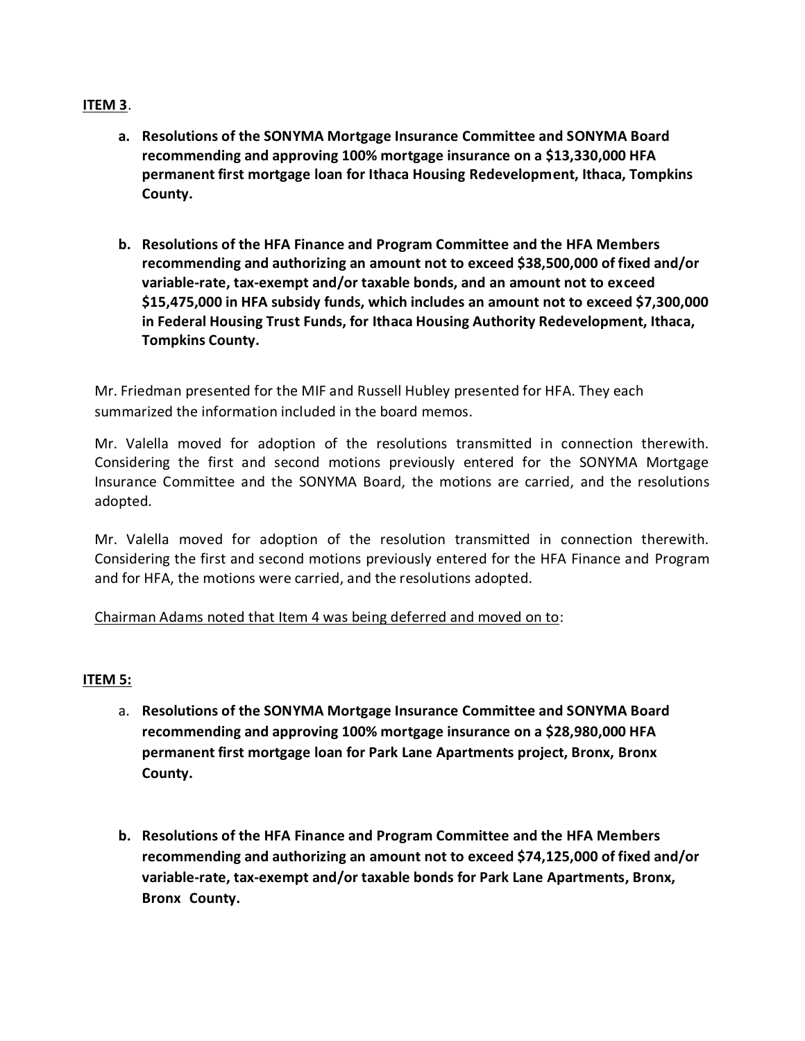**ITEM 3**.

a. **Resolutions of the SONYMA Mortgage Insurance Committee and SONYMA Board recommending and approving 100% mortgage insurance on a $13,330,000 HFA permanent first mortgage loan for Ithaca Housing Redevelopment, Ithaca, Tompkins County.**

b. **Resolutions of the HFA Finance and Program Committee and the HFA Members recommending and authorizing an amount not to exceed $38,500,000 of fixed and/or variable-rate, tax-exempt and/or taxable bonds, and an amount not to exceed $15,475,000 in HFA subsidy funds, which includes an amount not to exceed $7,300,000 in Federal Housing Trust Funds, for Ithaca Housing Authority Redevelopment, Ithaca, Tompkins County.**

Mr. Friedman presented for the MIF and Russell Hubley presented for HFA. They each summarized the information included in the board memos.

Mr. Valella moved for adoption of the resolutions transmitted in connection therewith. Considering the first and second motions previously entered for the SONYMA Mortgage Insurance Committee and the SONYMA Board, the motions are carried, and the resolutions adopted.

Mr. Valella moved for adoption of the resolution transmitted in connection therewith. Considering the first and second motions previously entered for the HFA Finance and Program and for HFA, the motions were carried, and the resolutions adopted.

Chairman Adams noted that Item 4 was being deferred and moved on to:

**ITEM 5:**

a. **Resolutions of the SONYMA Mortgage Insurance Committee and SONYMA Board recommending and approving 100% mortgage insurance on a $28,980,000 HFA permanent first mortgage loan for Park Lane Apartments project, Bronx, Bronx County.**

b. **Resolutions of the HFA Finance and Program Committee and the HFA Members recommending and authorizing an amount not to exceed $74,125,000 of fixed and/or variable-rate, tax-exempt and/or taxable bonds for Park Lane Apartments, Bronx, Bronx County.**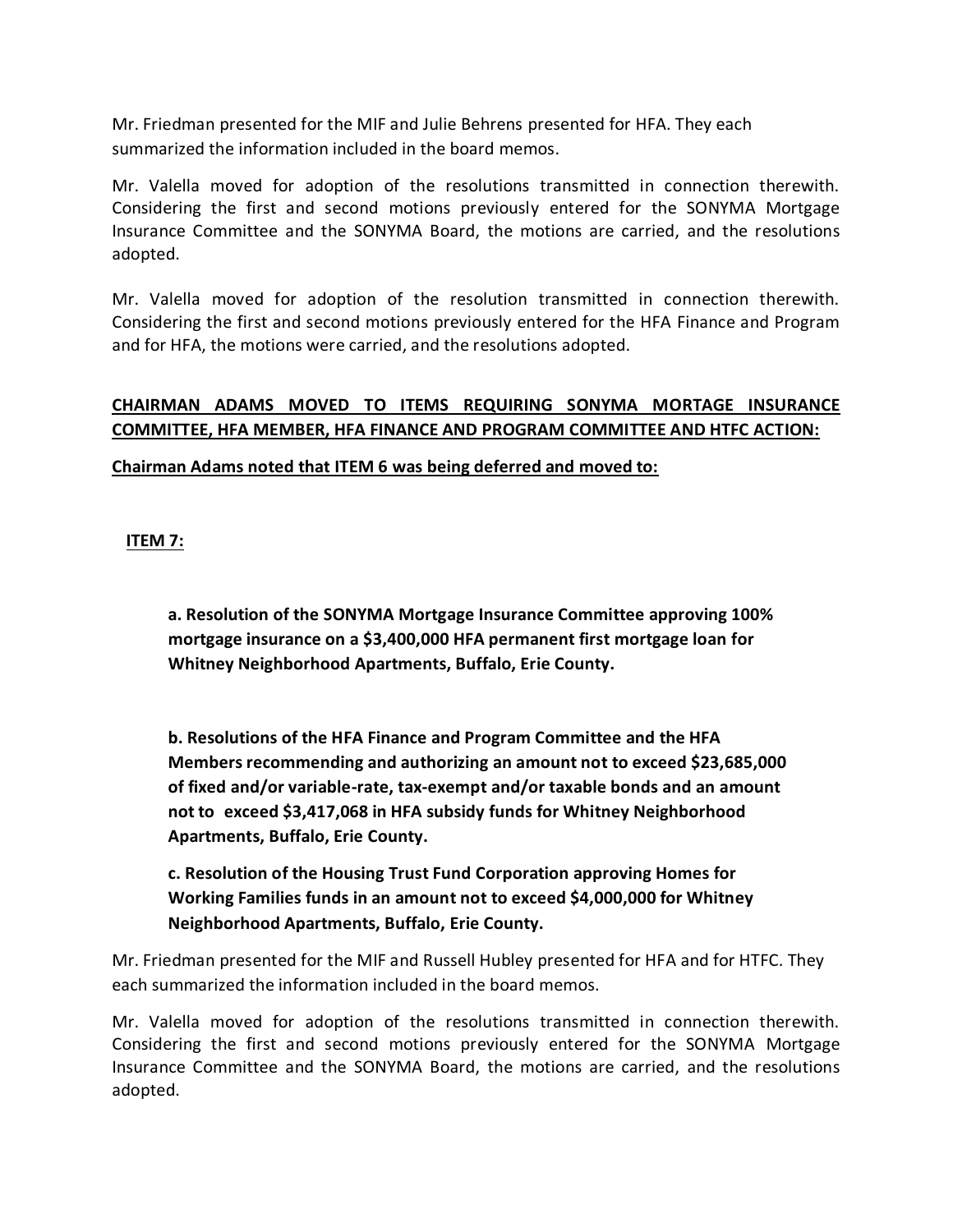Mr. Friedman presented for the MIF and Julie Behrens presented for HFA. They each summarized the information included in the board memos.

Mr. Valella moved for adoption of the resolutions transmitted in connection therewith. Considering the first and second motions previously entered for the SONYMA Mortgage Insurance Committee and the SONYMA Board, the motions are carried, and the resolutions adopted.

Mr. Valella moved for adoption of the resolution transmitted in connection therewith. Considering the first and second motions previously entered for the HFA Finance and Program and for HFA, the motions were carried, and the resolutions adopted.

**CHAIRMAN ADAMS MOVED TO ITEMS REQUIRING SONYMA MORTAGE INSURANCE COMMITTEE, HFA MEMBER, HFA FINANCE AND PROGRAM COMMITTEE AND HTFC ACTION:**

**Chairman Adams noted that ITEM 6 was being deferred and moved to:**

**ITEM 7:**

**a. Resolution of the SONYMA Mortgage Insurance Committee approving 100% mortgage insurance on a $3,400,000 HFA permanent first mortgage loan for Whitney Neighborhood Apartments, Buffalo, Erie County.**

**b. Resolutions of the HFA Finance and Program Committee and the HFA Members recommending and authorizing an amount not to exceed $23,685,000 of fixed and/or variable-rate, tax-exempt and/or taxable bonds and an amount not to exceed $3,417,068 in HFA subsidy funds for Whitney Neighborhood Apartments, Buffalo, Erie County.**

**c. Resolution of the Housing Trust Fund Corporation approving Homes for Working Families funds in an amount not to exceed $4,000,000 for Whitney Neighborhood Apartments, Buffalo, Erie County.**

Mr. Friedman presented for the MIF and Russell Hubley presented for HFA and for HTFC. They each summarized the information included in the board memos.

Mr. Valella moved for adoption of the resolutions transmitted in connection therewith. Considering the first and second motions previously entered for the SONYMA Mortgage Insurance Committee and the SONYMA Board, the motions are carried, and the resolutions adopted.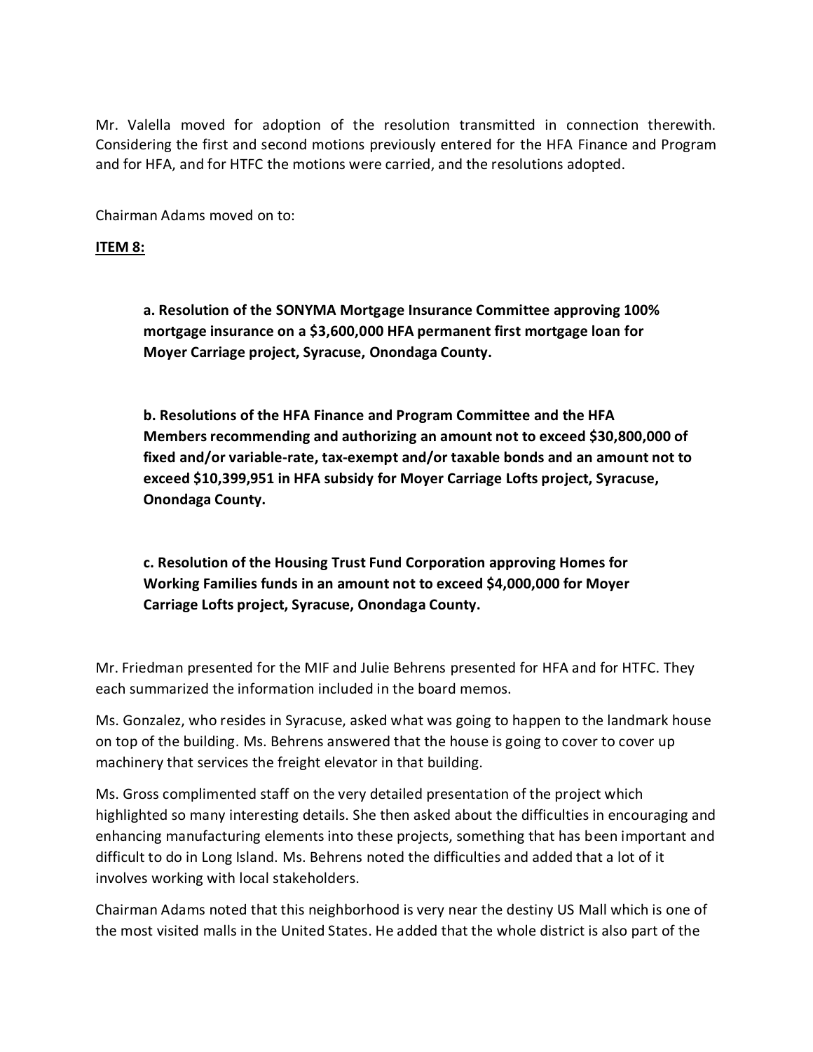Mr. Valella moved for adoption of the resolution transmitted in connection therewith. Considering the first and second motions previously entered for the HFA Finance and Program and for HFA, and for HTFC the motions were carried, and the resolutions adopted.

Chairman Adams moved on to:

**ITEM 8:**

> **a. Resolution of the SONYMA Mortgage Insurance Committee approving 100% mortgage insurance on a $3,600,000 HFA permanent first mortgage loan for Moyer Carriage project, Syracuse, Onondaga County.**
>
> **b. Resolutions of the HFA Finance and Program Committee and the HFA Members recommending and authorizing an amount not to exceed $30,800,000 of fixed and/or variable-rate, tax-exempt and/or taxable bonds and an amount not to exceed $10,399,951 in HFA subsidy for Moyer Carriage Lofts project, Syracuse, Onondaga County.**
>
> **c. Resolution of the Housing Trust Fund Corporation approving Homes for Working Families funds in an amount not to exceed $4,000,000 for Moyer Carriage Lofts project, Syracuse, Onondaga County.**

Mr. Friedman presented for the MIF and Julie Behrens presented for HFA and for HTFC. They each summarized the information included in the board memos.

Ms. Gonzalez, who resides in Syracuse, asked what was going to happen to the landmark house on top of the building. Ms. Behrens answered that the house is going to cover to cover up machinery that services the freight elevator in that building.

Ms. Gross complimented staff on the very detailed presentation of the project which highlighted so many interesting details. She then asked about the difficulties in encouraging and enhancing manufacturing elements into these projects, something that has been important and difficult to do in Long Island. Ms. Behrens noted the difficulties and added that a lot of it involves working with local stakeholders.

Chairman Adams noted that this neighborhood is very near the destiny US Mall which is one of the most visited malls in the United States. He added that the whole district is also part of the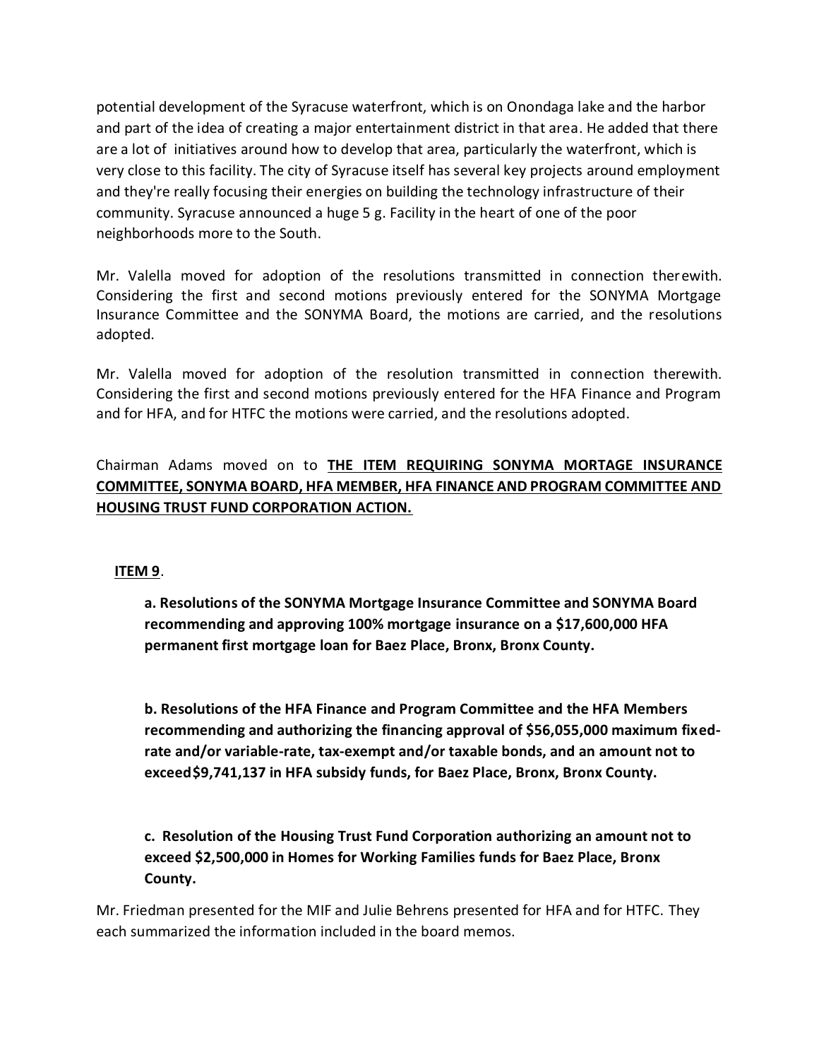potential development of the Syracuse waterfront, which is on Onondaga lake and the harbor and part of the idea of creating a major entertainment district in that area. He added that there are a lot of initiatives around how to develop that area, particularly the waterfront, which is very close to this facility. The city of Syracuse itself has several key projects around employment and they're really focusing their energies on building the technology infrastructure of their community. Syracuse announced a huge 5 g. Facility in the heart of one of the poor neighborhoods more to the South.

Mr. Valella moved for adoption of the resolutions transmitted in connection therewith. Considering the first and second motions previously entered for the SONYMA Mortgage Insurance Committee and the SONYMA Board, the motions are carried, and the resolutions adopted.

Mr. Valella moved for adoption of the resolution transmitted in connection therewith. Considering the first and second motions previously entered for the HFA Finance and Program and for HFA, and for HTFC the motions were carried, and the resolutions adopted.

Chairman Adams moved on to **THE ITEM REQUIRING SONYMA MORTAGE INSURANCE COMMITTEE, SONYMA BOARD, HFA MEMBER, HFA FINANCE AND PROGRAM COMMITTEE AND HOUSING TRUST FUND CORPORATION ACTION.**

**ITEM 9**.

**a. Resolutions of the SONYMA Mortgage Insurance Committee and SONYMA Board recommending and approving 100% mortgage insurance on a $17,600,000 HFA permanent first mortgage loan for Baez Place, Bronx, Bronx County.**

**b. Resolutions of the HFA Finance and Program Committee and the HFA Members recommending and authorizing the financing approval of $56,055,000 maximum fixed-rate and/or variable-rate, tax-exempt and/or taxable bonds, and an amount not to exceed$9,741,137 in HFA subsidy funds, for Baez Place, Bronx, Bronx County.**

**c. Resolution of the Housing Trust Fund Corporation authorizing an amount not to exceed $2,500,000 in Homes for Working Families funds for Baez Place, Bronx County.**

Mr. Friedman presented for the MIF and Julie Behrens presented for HFA and for HTFC. They each summarized the information included in the board memos.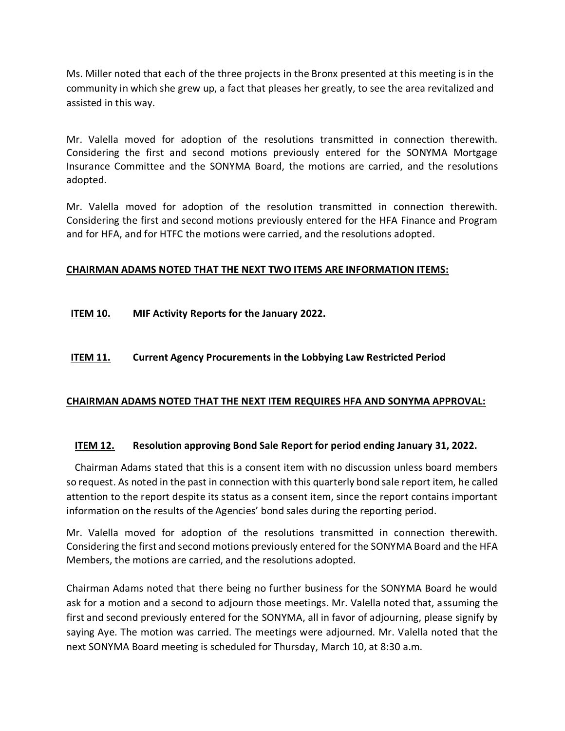Ms. Miller noted that each of the three projects in the Bronx presented at this meeting is in the community in which she grew up, a fact that pleases her greatly, to see the area revitalized and assisted in this way.

Mr. Valella moved for adoption of the resolutions transmitted in connection therewith. Considering the first and second motions previously entered for the SONYMA Mortgage Insurance Committee and the SONYMA Board, the motions are carried, and the resolutions adopted.

Mr. Valella moved for adoption of the resolution transmitted in connection therewith. Considering the first and second motions previously entered for the HFA Finance and Program and for HFA, and for HTFC the motions were carried, and the resolutions adopted.

**CHAIRMAN ADAMS NOTED THAT THE NEXT TWO ITEMS ARE INFORMATION ITEMS:**

**ITEM 10. MIF Activity Reports for the January 2022.**

**ITEM 11. Current Agency Procurements in the Lobbying Law Restricted Period**

**CHAIRMAN ADAMS NOTED THAT THE NEXT ITEM REQUIRES HFA AND SONYMA APPROVAL:**

**ITEM 12. Resolution approving Bond Sale Report for period ending January 31, 2022.**

Chairman Adams stated that this is a consent item with no discussion unless board members so request. As noted in the past in connection with this quarterly bond sale report item, he called attention to the report despite its status as a consent item, since the report contains important information on the results of the Agencies' bond sales during the reporting period.

Mr. Valella moved for adoption of the resolutions transmitted in connection therewith. Considering the first and second motions previously entered for the SONYMA Board and the HFA Members, the motions are carried, and the resolutions adopted.

Chairman Adams noted that there being no further business for the SONYMA Board he would ask for a motion and a second to adjourn those meetings. Mr. Valella noted that, assuming the first and second previously entered for the SONYMA, all in favor of adjourning, please signify by saying Aye. The motion was carried. The meetings were adjourned. Mr. Valella noted that the next SONYMA Board meeting is scheduled for Thursday, March 10, at 8:30 a.m.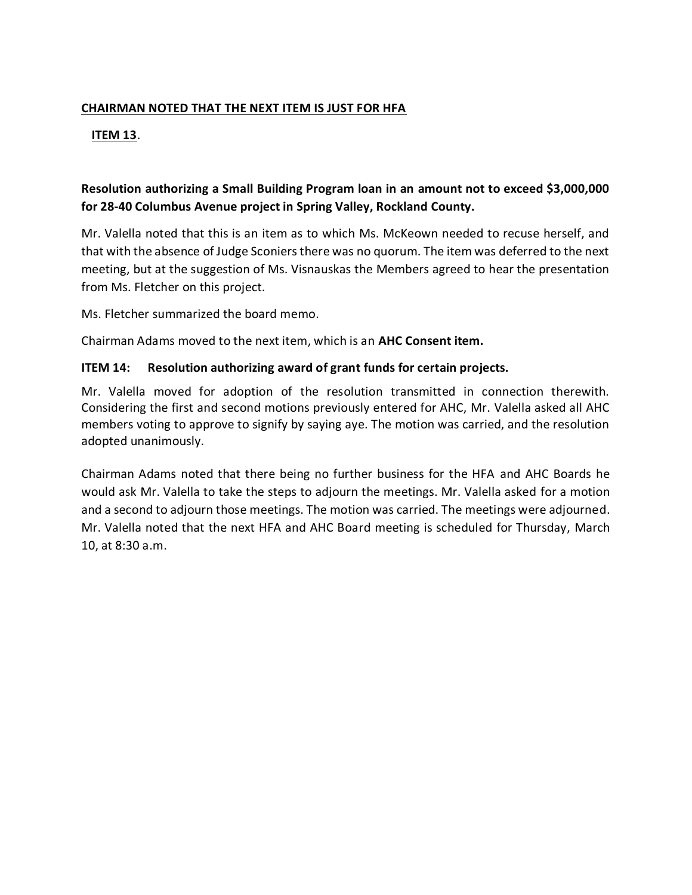**<u>CHAIRMAN NOTED THAT THE NEXT ITEM IS JUST FOR HFA</u>**

**<u>ITEM 13</u>**.

**Resolution authorizing a Small Building Program loan in an amount not to exceed $3,000,000 for 28-40 Columbus Avenue project in Spring Valley, Rockland County.**

Mr. Valella noted that this is an item as to which Ms. McKeown needed to recuse herself, and that with the absence of Judge Sconiers there was no quorum. The item was deferred to the next meeting, but at the suggestion of Ms. Visnauskas the Members agreed to hear the presentation from Ms. Fletcher on this project.

Ms. Fletcher summarized the board memo.

Chairman Adams moved to the next item, which is an **AHC Consent item.**

**ITEM 14: Resolution authorizing award of grant funds for certain projects.**

Mr. Valella moved for adoption of the resolution transmitted in connection therewith. Considering the first and second motions previously entered for AHC, Mr. Valella asked all AHC members voting to approve to signify by saying aye. The motion was carried, and the resolution adopted unanimously.

Chairman Adams noted that there being no further business for the HFA and AHC Boards he would ask Mr. Valella to take the steps to adjourn the meetings. Mr. Valella asked for a motion and a second to adjourn those meetings. The motion was carried. The meetings were adjourned. Mr. Valella noted that the next HFA and AHC Board meeting is scheduled for Thursday, March 10, at 8:30 a.m.